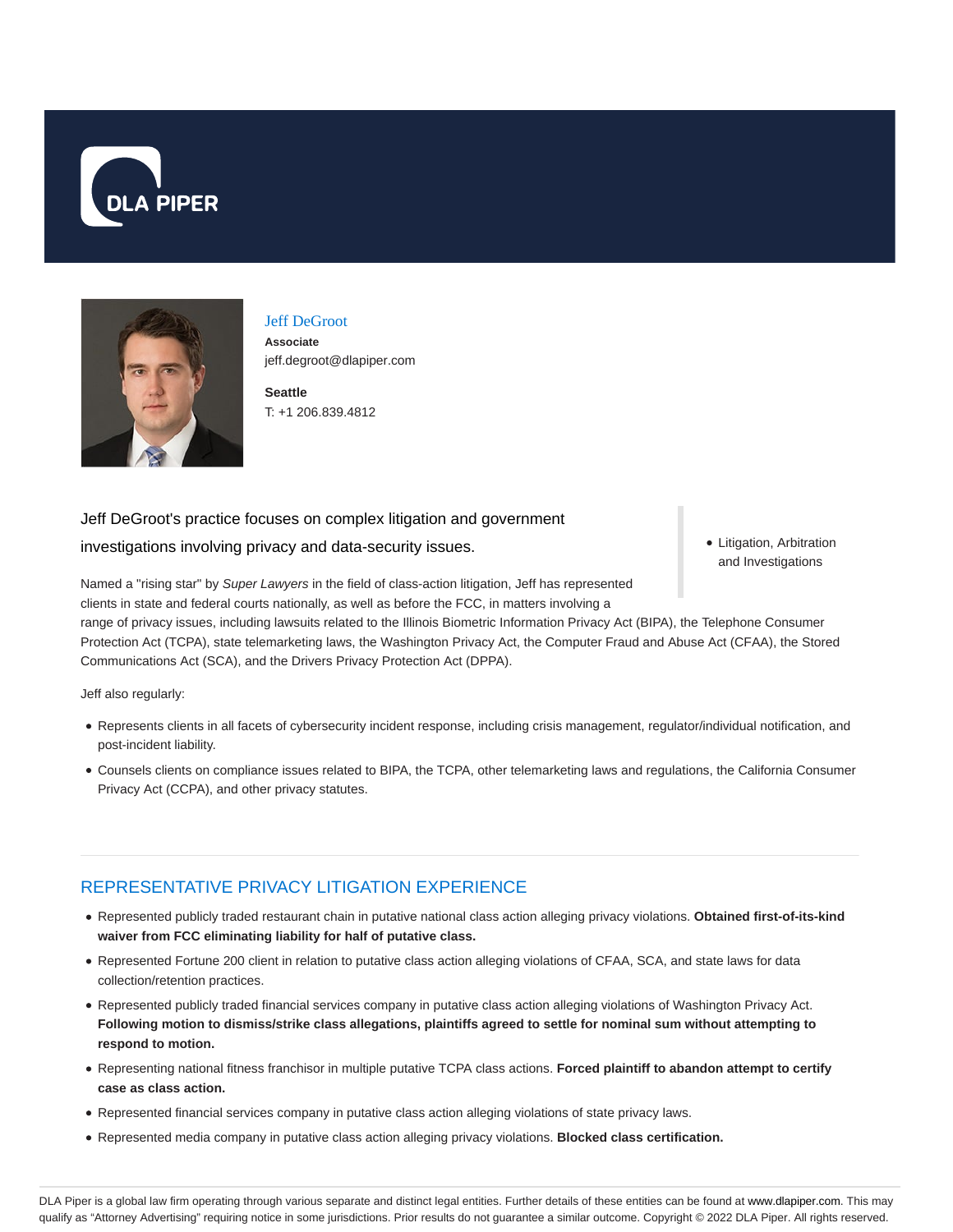DLA PIPER

# Jeff DeGroot

**Associate**
jeff.degroot@dlapiper.com

**Seattle**
T: +1 206.839.4812

- Litigation, Arbitration and Investigations

Jeff DeGroot's practice focuses on complex litigation and government investigations involving privacy and data-security issues.

Named a "rising star" by *Super Lawyers* in the field of class-action litigation, Jeff has represented clients in state and federal courts nationally, as well as before the FCC, in matters involving a range of privacy issues, including lawsuits related to the Illinois Biometric Information Privacy Act (BIPA), the Telephone Consumer Protection Act (TCPA), state telemarketing laws, the Washington Privacy Act, the Computer Fraud and Abuse Act (CFAA), the Stored Communications Act (SCA), and the Drivers Privacy Protection Act (DPPA).

Jeff also regularly:

- Represents clients in all facets of cybersecurity incident response, including crisis management, regulator/individual notification, and post-incident liability.
- Counsels clients on compliance issues related to BIPA, the TCPA, other telemarketing laws and regulations, the California Consumer Privacy Act (CCPA), and other privacy statutes.

## REPRESENTATIVE PRIVACY LITIGATION EXPERIENCE

- Represented publicly traded restaurant chain in putative national class action alleging privacy violations. **Obtained first-of-its-kind waiver from FCC eliminating liability for half of putative class.**
- Represented Fortune 200 client in relation to putative class action alleging violations of CFAA, SCA, and state laws for data collection/retention practices.
- Represented publicly traded financial services company in putative class action alleging violations of Washington Privacy Act. **Following motion to dismiss/strike class allegations, plaintiffs agreed to settle for nominal sum without attempting to respond to motion.**
- Representing national fitness franchisor in multiple putative TCPA class actions. **Forced plaintiff to abandon attempt to certify case as class action.**
- Represented financial services company in putative class action alleging violations of state privacy laws.
- Represented media company in putative class action alleging privacy violations. **Blocked class certification.**

DLA Piper is a global law firm operating through various separate and distinct legal entities. Further details of these entities can be found at www.dlapiper.com. This may qualify as "Attorney Advertising" requiring notice in some jurisdictions. Prior results do not guarantee a similar outcome. Copyright © 2022 DLA Piper. All rights reserved.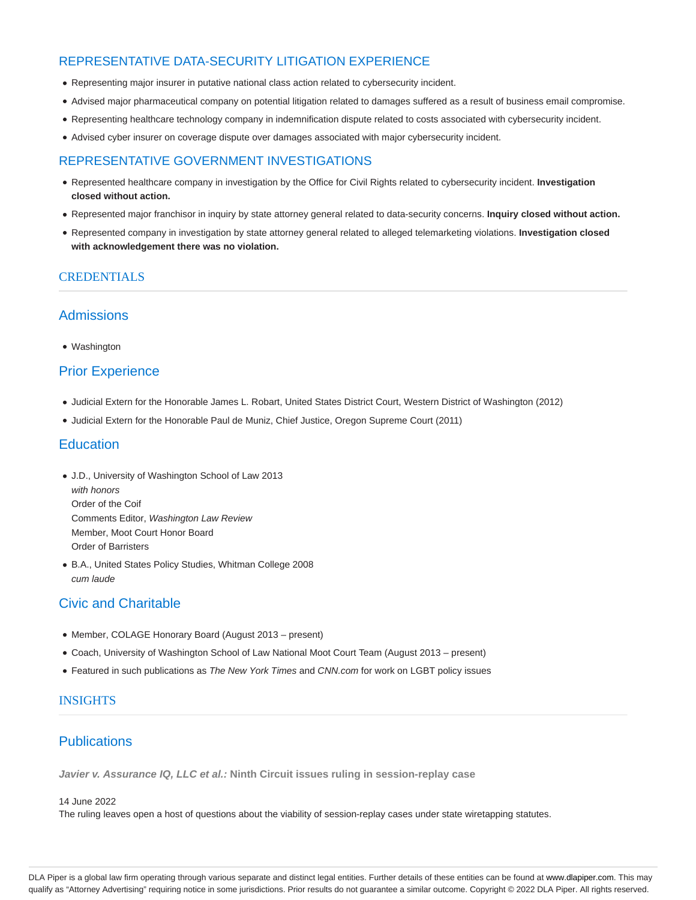## REPRESENTATIVE DATA-SECURITY LITIGATION EXPERIENCE

- Representing major insurer in putative national class action related to cybersecurity incident.
- Advised major pharmaceutical company on potential litigation related to damages suffered as a result of business email compromise.
- Representing healthcare technology company in indemnification dispute related to costs associated with cybersecurity incident.
- Advised cyber insurer on coverage dispute over damages associated with major cybersecurity incident.

## REPRESENTATIVE GOVERNMENT INVESTIGATIONS

- Represented healthcare company in investigation by the Office for Civil Rights related to cybersecurity incident. **Investigation closed without action.**
- Represented major franchisor in inquiry by state attorney general related to data-security concerns. **Inquiry closed without action.**
- Represented company in investigation by state attorney general related to alleged telemarketing violations. **Investigation closed with acknowledgement there was no violation.**

## CREDENTIALS

### Admissions

- Washington

### Prior Experience

- Judicial Extern for the Honorable James L. Robart, United States District Court, Western District of Washington (2012)
- Judicial Extern for the Honorable Paul de Muniz, Chief Justice, Oregon Supreme Court (2011)

### Education

- J.D., University of Washington School of Law 2013
  *with honors*
  Order of the Coif
  Comments Editor, *Washington Law Review*
  Member, Moot Court Honor Board
  Order of Barristers
- B.A., United States Policy Studies, Whitman College 2008
  *cum laude*

### Civic and Charitable

- Member, COLAGE Honorary Board (August 2013 – present)
- Coach, University of Washington School of Law National Moot Court Team (August 2013 – present)
- Featured in such publications as *The New York Times* and *CNN.com* for work on LGBT policy issues

## INSIGHTS

### Publications

***Javier v. Assurance IQ, LLC et al.:*** **Ninth Circuit issues ruling in session-replay case**

14 June 2022
The ruling leaves open a host of questions about the viability of session-replay cases under state wiretapping statutes.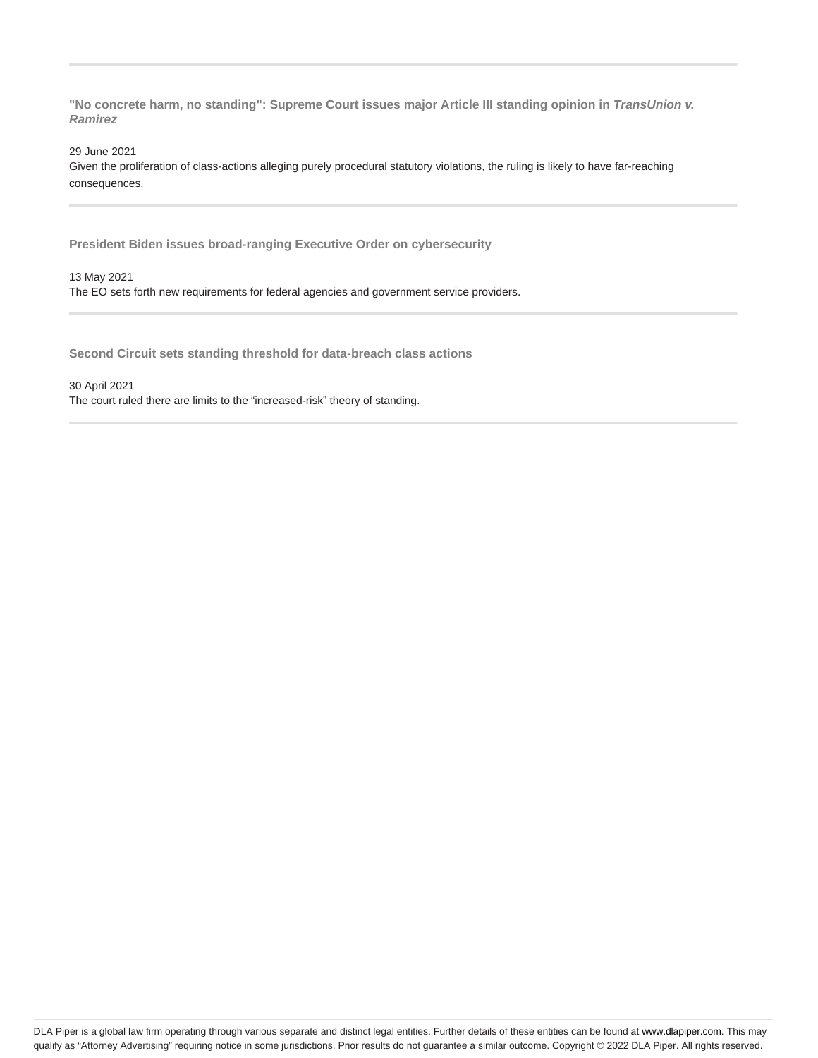**"No concrete harm, no standing": Supreme Court issues major Article III standing opinion in *TransUnion v. Ramirez***

29 June 2021

Given the proliferation of class-actions alleging purely procedural statutory violations, the ruling is likely to have far-reaching consequences.

---

**President Biden issues broad-ranging Executive Order on cybersecurity**

13 May 2021

The EO sets forth new requirements for federal agencies and government service providers.

---

**Second Circuit sets standing threshold for data-breach class actions**

30 April 2021

The court ruled there are limits to the "increased-risk" theory of standing.

---

DLA Piper is a global law firm operating through various separate and distinct legal entities. Further details of these entities can be found at www.dlapiper.com. This may qualify as "Attorney Advertising" requiring notice in some jurisdictions. Prior results do not guarantee a similar outcome. Copyright © 2022 DLA Piper. All rights reserved.